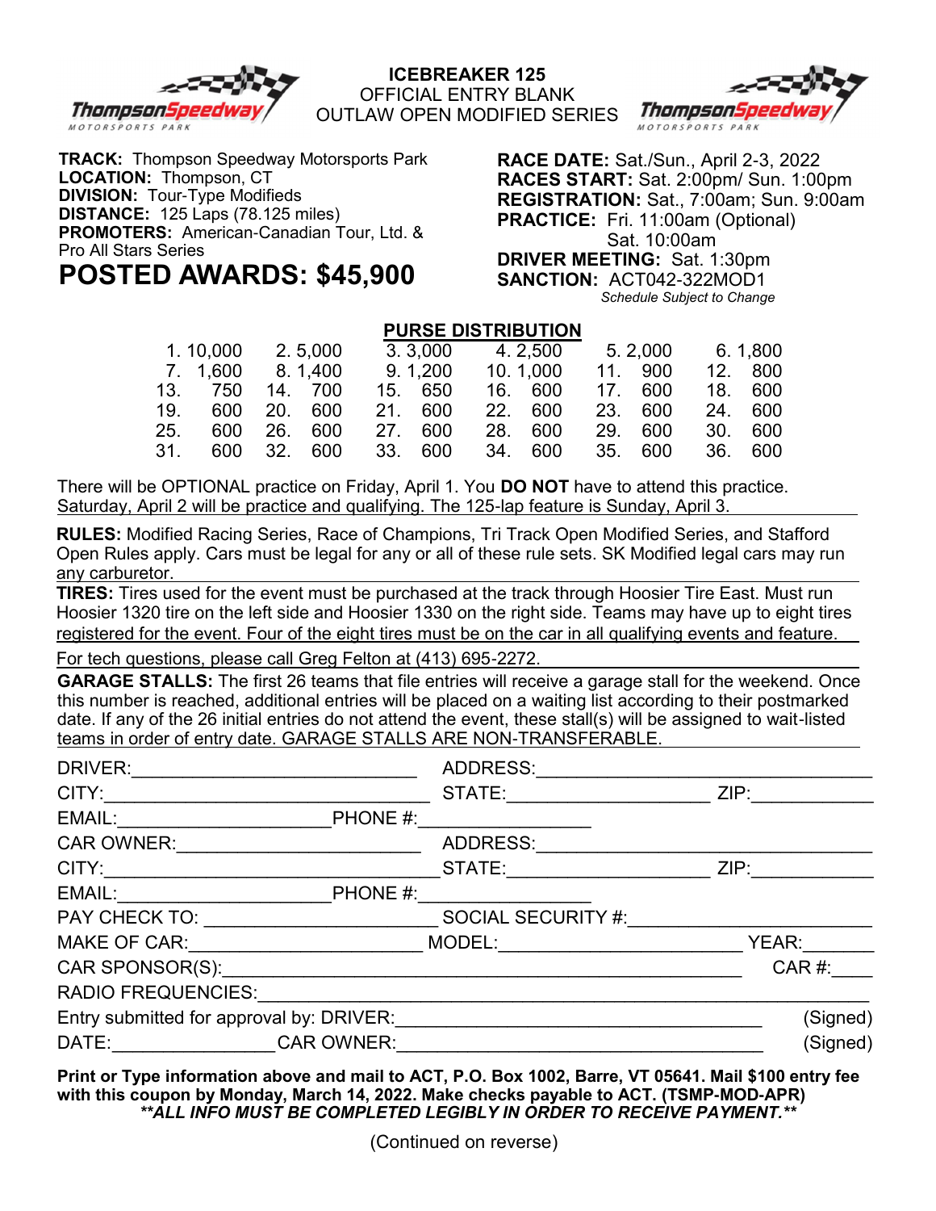# ICEBREAKER 125

OFFICIAL ENTRY BLANK

OUTLAW OPEN MODIFIED SERIES

**TRACK:** Thompson Speedway Motorsports Park
**LOCATION:** Thompson, CT
**DIVISION:** Tour-Type Modifieds
**DISTANCE:** 125 Laps (78.125 miles)
**PROMOTERS:** American-Canadian Tour, Ltd. & Pro All Stars Series

## POSTED AWARDS: $45,900

**RACE DATE:** Sat./Sun., April 2-3, 2022
**RACES START:** Sat. 2:00pm/ Sun. 1:00pm
**REGISTRATION:** Sat., 7:00am; Sun. 9:00am
**PRACTICE:** Fri. 11:00am (Optional)
Sat. 10:00am
**DRIVER MEETING:** Sat. 1:30pm
**SANCTION:** ACT042-322MOD1

*Schedule Subject to Change*

**PURSE DISTRIBUTION**

| | | | | | | | | | | | |
|---|---|---|---|---|---|---|---|---|---|---|---|
| 1. | 10,000 | 2. | 5,000 | 3. | 3,000 | 4. | 2,500 | 5. | 2,000 | 6. | 1,800 |
| 7. | 1,600 | 8. | 1,400 | 9. | 1,200 | 10. | 1,000 | 11. | 900 | 12. | 800 |
| 13. | 750 | 14. | 700 | 15. | 650 | 16. | 600 | 17. | 600 | 18. | 600 |
| 19. | 600 | 20. | 600 | 21. | 600 | 22. | 600 | 23. | 600 | 24. | 600 |
| 25. | 600 | 26. | 600 | 27. | 600 | 28. | 600 | 29. | 600 | 30. | 600 |
| 31. | 600 | 32. | 600 | 33. | 600 | 34. | 600 | 35. | 600 | 36. | 600 |

There will be OPTIONAL practice on Friday, April 1. You **DO NOT** have to attend this practice. Saturday, April 2 will be practice and qualifying. The 125-lap feature is Sunday, April 3.

**RULES:** Modified Racing Series, Race of Champions, Tri Track Open Modified Series, and Stafford Open Rules apply. Cars must be legal for any or all of these rule sets. SK Modified legal cars may run any carburetor.

**TIRES:** Tires used for the event must be purchased at the track through Hoosier Tire East. Must run Hoosier 1320 tire on the left side and Hoosier 1330 on the right side. Teams may have up to eight tires registered for the event. Four of the eight tires must be on the car in all qualifying events and feature.

For tech questions, please call Greg Felton at (413) 695-2272.

**GARAGE STALLS:** The first 26 teams that file entries will receive a garage stall for the weekend. Once this number is reached, additional entries will be placed on a waiting list according to their postmarked date. If any of the 26 initial entries do not attend the event, these stall(s) will be assigned to wait-listed teams in order of entry date. GARAGE STALLS ARE NON-TRANSFERABLE.

DRIVER:____________________________ ADDRESS:________________________________

CITY:______________________________ STATE:__________________ ZIP:__________

EMAIL:____________________PHONE #:________________

CAR OWNER:________________________ ADDRESS:________________________________

CITY:______________________________ STATE:__________________ ZIP:__________

EMAIL:____________________PHONE #:________________

PAY CHECK TO: _____________________ SOCIAL SECURITY #:______________________

MAKE OF CAR:_____________________ MODEL:_______________________ YEAR:_______

CAR SPONSOR(S):______________________________________________ CAR #:____

RADIO FREQUENCIES:_____________________________________________________

Entry submitted for approval by: DRIVER:__________________________________ (Signed)

DATE:________________CAR OWNER:__________________________________ (Signed)

**Print or Type information above and mail to ACT, P.O. Box 1002, Barre, VT 05641. Mail $100 entry fee with this coupon by Monday, March 14, 2022. Make checks payable to ACT. (TSMP-MOD-APR)**

***\*\*ALL INFO MUST BE COMPLETED LEGIBLY IN ORDER TO RECEIVE PAYMENT.\*\****

(Continued on reverse)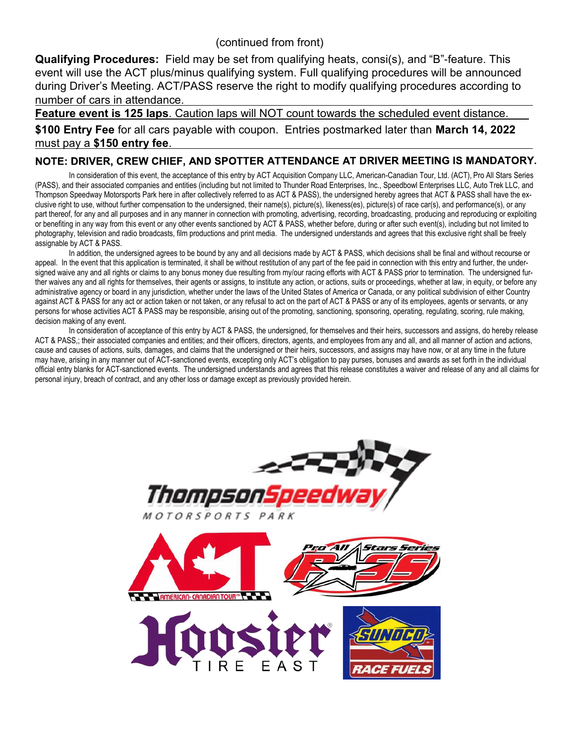(continued from front)

**Qualifying Procedures:** Field may be set from qualifying heats, consi(s), and "B"-feature. This event will use the ACT plus/minus qualifying system. Full qualifying procedures will be announced during Driver's Meeting. ACT/PASS reserve the right to modify qualifying procedures according to number of cars in attendance.

**Feature event is 125 laps**. Caution laps will NOT count towards the scheduled event distance.

**$100 Entry Fee** for all cars payable with coupon. Entries postmarked later than **March 14, 2022** must pay a **$150 entry fee**.

**NOTE: DRIVER, CREW CHIEF, AND SPOTTER ATTENDANCE AT DRIVER MEETING IS MANDATORY.**

In consideration of this event, the acceptance of this entry by ACT Acquisition Company LLC, American-Canadian Tour, Ltd. (ACT), Pro All Stars Series (PASS), and their associated companies and entities (including but not limited to Thunder Road Enterprises, Inc., Speedbowl Enterprises LLC, Auto Trek LLC, and Thompson Speedway Motorsports Park here in after collectively referred to as ACT & PASS), the undersigned hereby agrees that ACT & PASS shall have the exclusive right to use, without further compensation to the undersigned, their name(s), picture(s), likeness(es), picture(s) of race car(s), and performance(s), or any part thereof, for any and all purposes and in any manner in connection with promoting, advertising, recording, broadcasting, producing and reproducing or exploiting or benefiting in any way from this event or any other events sanctioned by ACT & PASS, whether before, during or after such event(s), including but not limited to photography, television and radio broadcasts, film productions and print media. The undersigned understands and agrees that this exclusive right shall be freely assignable by ACT & PASS.

In addition, the undersigned agrees to be bound by any and all decisions made by ACT & PASS, which decisions shall be final and without recourse or appeal. In the event that this application is terminated, it shall be without restitution of any part of the fee paid in connection with this entry and further, the undersigned waive any and all rights or claims to any bonus money due resulting from my/our racing efforts with ACT & PASS prior to termination. The undersigned further waives any and all rights for themselves, their agents or assigns, to institute any action, or actions, suits or proceedings, whether at law, in equity, or before any administrative agency or board in any jurisdiction, whether under the laws of the United States of America or Canada, or any political subdivision of either Country against ACT & PASS for any act or action taken or not taken, or any refusal to act on the part of ACT & PASS or any of its employees, agents or servants, or any persons for whose activities ACT & PASS may be responsible, arising out of the promoting, sanctioning, sponsoring, operating, regulating, scoring, rule making, decision making of any event.

In consideration of acceptance of this entry by ACT & PASS, the undersigned, for themselves and their heirs, successors and assigns, do hereby release ACT & PASS,; their associated companies and entities; and their officers, directors, agents, and employees from any and all, and all manner of action and actions, cause and causes of actions, suits, damages, and claims that the undersigned or their heirs, successors, and assigns may have now, or at any time in the future may have, arising in any manner out of ACT-sanctioned events, excepting only ACT's obligation to pay purses, bonuses and awards as set forth in the individual official entry blanks for ACT-sanctioned events. The undersigned understands and agrees that this release constitutes a waiver and release of any and all claims for personal injury, breach of contract, and any other loss or damage except as previously provided herein.

ThompsonSpeedway MOTORSPORTS PARK

AMERICAN-CANADIAN TOUR

Pro All Stars Series

Hoosier TIRE EAST

SUNOCO RACE FUELS